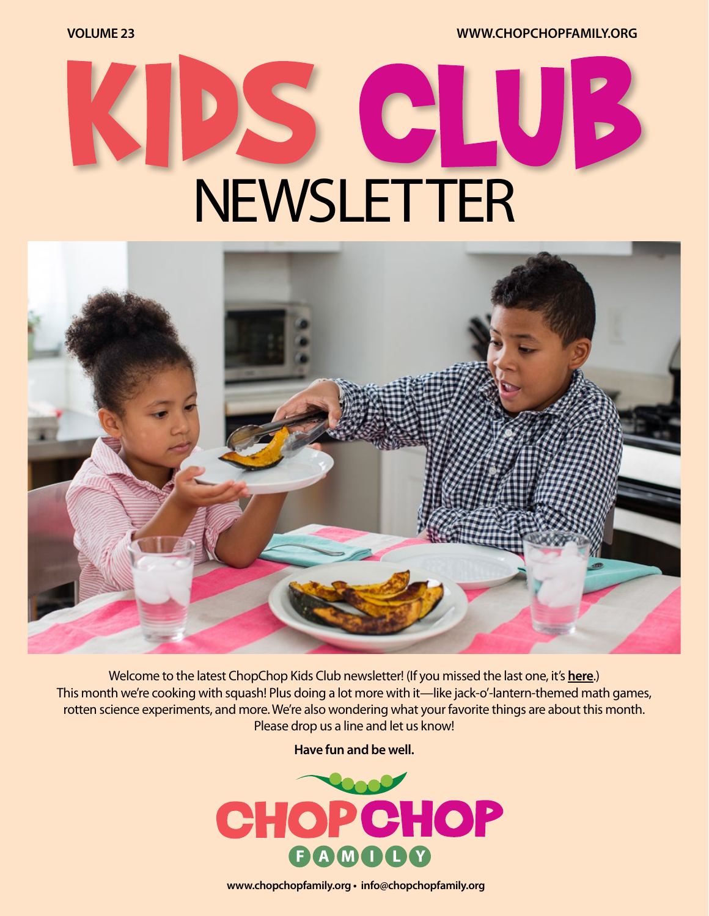VOLUME 23

WWW.CHOPCHOPFAMILY.ORG

# KIDS CLUB NEWSLETTER

Welcome to the latest ChopChop Kids Club newsletter! (If you missed the last one, it's **here**.)
This month we're cooking with squash! Plus doing a lot more with it—like jack-o'-lantern-themed math games, rotten science experiments, and more. We're also wondering what your favorite things are about this month. Please drop us a line and let us know!

**Have fun and be well.**

CHOPCHOP FAMILY

www.chopchopfamily.org • info@chopchopfamily.org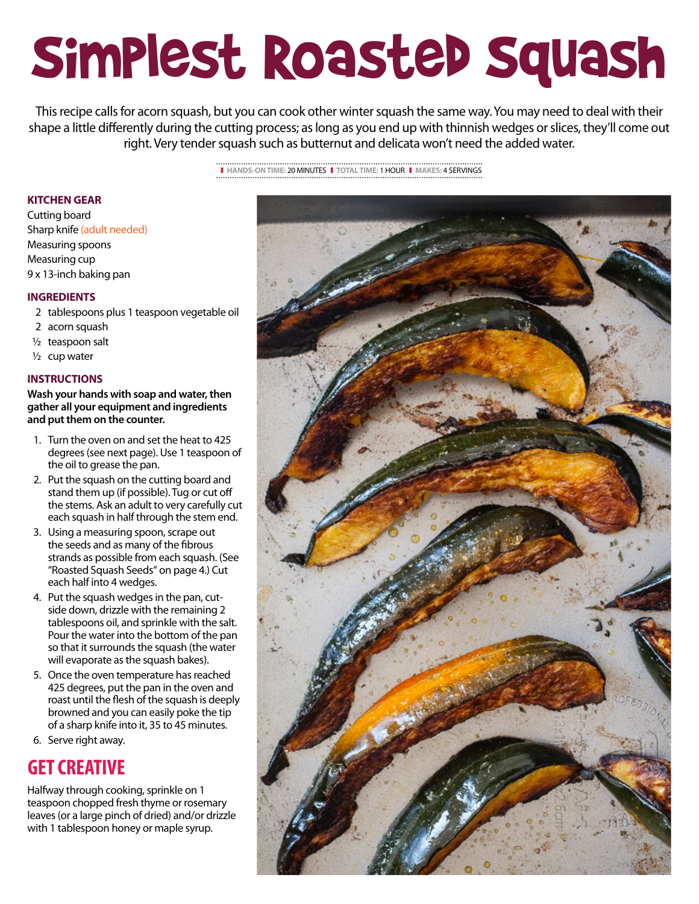# Simplest Roasted Squash

This recipe calls for acorn squash, but you can cook other winter squash the same way. You may need to deal with their shape a little differently during the cutting process; as long as you end up with thinnish wedges or slices, they'll come out right. Very tender squash such as butternut and delicata won't need the added water.

**HANDS-ON TIME:** 20 MINUTES | **TOTAL TIME:** 1 HOUR | **MAKES:** 4 SERVINGS

## KITCHEN GEAR

Cutting board
Sharp knife (adult needed)
Measuring spoons
Measuring cup
9 x 13-inch baking pan

## INGREDIENTS

- 2 tablespoons plus 1 teaspoon vegetable oil
- 2 acorn squash
- ½ teaspoon salt
- ½ cup water

## INSTRUCTIONS

**Wash your hands with soap and water, then gather all your equipment and ingredients and put them on the counter.**

1. Turn the oven on and set the heat to 425 degrees (see next page). Use 1 teaspoon of the oil to grease the pan.
2. Put the squash on the cutting board and stand them up (if possible). Tug or cut off the stems. Ask an adult to very carefully cut each squash in half through the stem end.
3. Using a measuring spoon, scrape out the seeds and as many of the fibrous strands as possible from each squash. (See "Roasted Squash Seeds" on page 4.) Cut each half into 4 wedges.
4. Put the squash wedges in the pan, cut-side down, drizzle with the remaining 2 tablespoons oil, and sprinkle with the salt. Pour the water into the bottom of the pan so that it surrounds the squash (the water will evaporate as the squash bakes).
5. Once the oven temperature has reached 425 degrees, put the pan in the oven and roast until the flesh of the squash is deeply browned and you can easily poke the tip of a sharp knife into it, 35 to 45 minutes.
6. Serve right away.

## GET CREATIVE

Halfway through cooking, sprinkle on 1 teaspoon chopped fresh thyme or rosemary leaves (or a large pinch of dried) and/or drizzle with 1 tablespoon honey or maple syrup.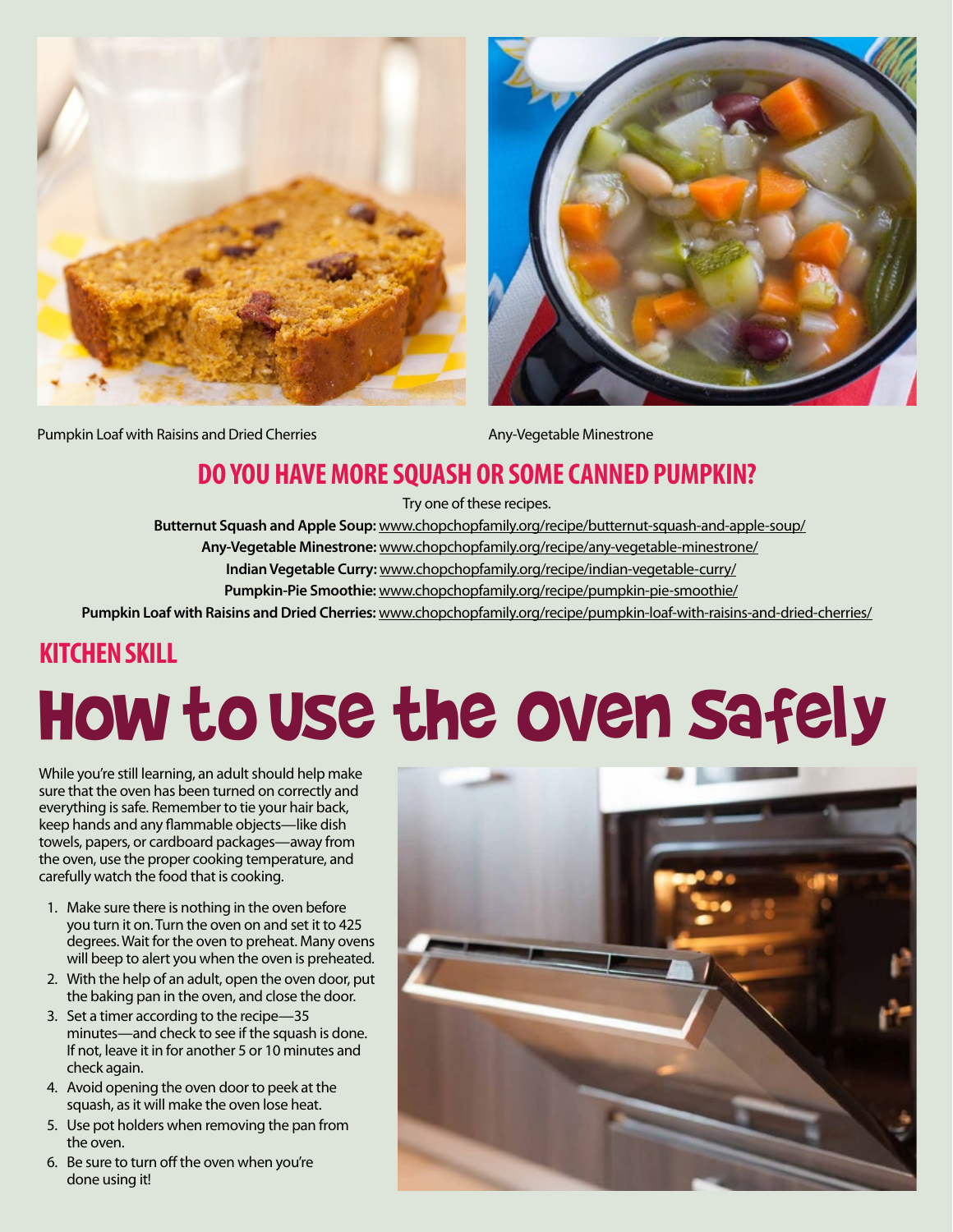Pumpkin Loaf with Raisins and Dried Cherries

Any-Vegetable Minestrone

## DO YOU HAVE MORE SQUASH OR SOME CANNED PUMPKIN?

Try one of these recipes.

**Butternut Squash and Apple Soup:** www.chopchopfamily.org/recipe/butternut-squash-and-apple-soup/

**Any-Vegetable Minestrone:** www.chopchopfamily.org/recipe/any-vegetable-minestrone/

**Indian Vegetable Curry:** www.chopchopfamily.org/recipe/indian-vegetable-curry/

**Pumpkin-Pie Smoothie:** www.chopchopfamily.org/recipe/pumpkin-pie-smoothie/

**Pumpkin Loaf with Raisins and Dried Cherries:** www.chopchopfamily.org/recipe/pumpkin-loaf-with-raisins-and-dried-cherries/

## KITCHEN SKILL

# How to Use the Oven Safely

While you're still learning, an adult should help make sure that the oven has been turned on correctly and everything is safe. Remember to tie your hair back, keep hands and any flammable objects—like dish towels, papers, or cardboard packages—away from the oven, use the proper cooking temperature, and carefully watch the food that is cooking.

1. Make sure there is nothing in the oven before you turn it on. Turn the oven on and set it to 425 degrees. Wait for the oven to preheat. Many ovens will beep to alert you when the oven is preheated.
2. With the help of an adult, open the oven door, put the baking pan in the oven, and close the door.
3. Set a timer according to the recipe—35 minutes—and check to see if the squash is done. If not, leave it in for another 5 or 10 minutes and check again.
4. Avoid opening the oven door to peek at the squash, as it will make the oven lose heat.
5. Use pot holders when removing the pan from the oven.
6. Be sure to turn off the oven when you're done using it!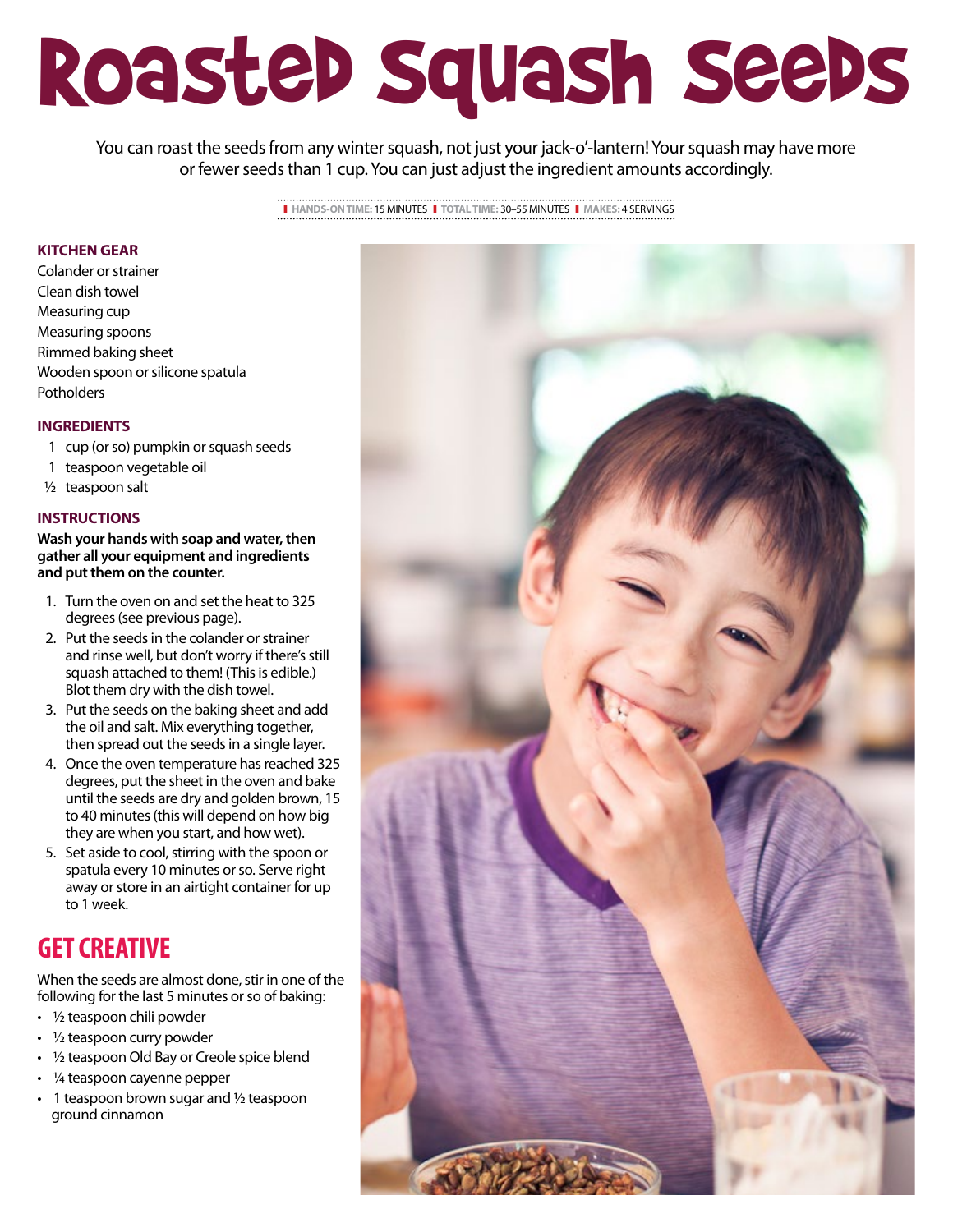# Roasted Squash Seeds

You can roast the seeds from any winter squash, not just your jack-o'-lantern! Your squash may have more or fewer seeds than 1 cup. You can just adjust the ingredient amounts accordingly.

**HANDS-ON TIME:** 15 MINUTES | **TOTAL TIME:** 30–55 MINUTES | **MAKES:** 4 SERVINGS

### KITCHEN GEAR

Colander or strainer
Clean dish towel
Measuring cup
Measuring spoons
Rimmed baking sheet
Wooden spoon or silicone spatula
Potholders

### INGREDIENTS

- 1 cup (or so) pumpkin or squash seeds
- 1 teaspoon vegetable oil
- ½ teaspoon salt

### INSTRUCTIONS

**Wash your hands with soap and water, then gather all your equipment and ingredients and put them on the counter.**

1. Turn the oven on and set the heat to 325 degrees (see previous page).
2. Put the seeds in the colander or strainer and rinse well, but don't worry if there's still squash attached to them! (This is edible.) Blot them dry with the dish towel.
3. Put the seeds on the baking sheet and add the oil and salt. Mix everything together, then spread out the seeds in a single layer.
4. Once the oven temperature has reached 325 degrees, put the sheet in the oven and bake until the seeds are dry and golden brown, 15 to 40 minutes (this will depend on how big they are when you start, and how wet).
5. Set aside to cool, stirring with the spoon or spatula every 10 minutes or so. Serve right away or store in an airtight container for up to 1 week.

## GET CREATIVE

When the seeds are almost done, stir in one of the following for the last 5 minutes or so of baking:

- ½ teaspoon chili powder
- ½ teaspoon curry powder
- ½ teaspoon Old Bay or Creole spice blend
- ¼ teaspoon cayenne pepper
- 1 teaspoon brown sugar and ½ teaspoon ground cinnamon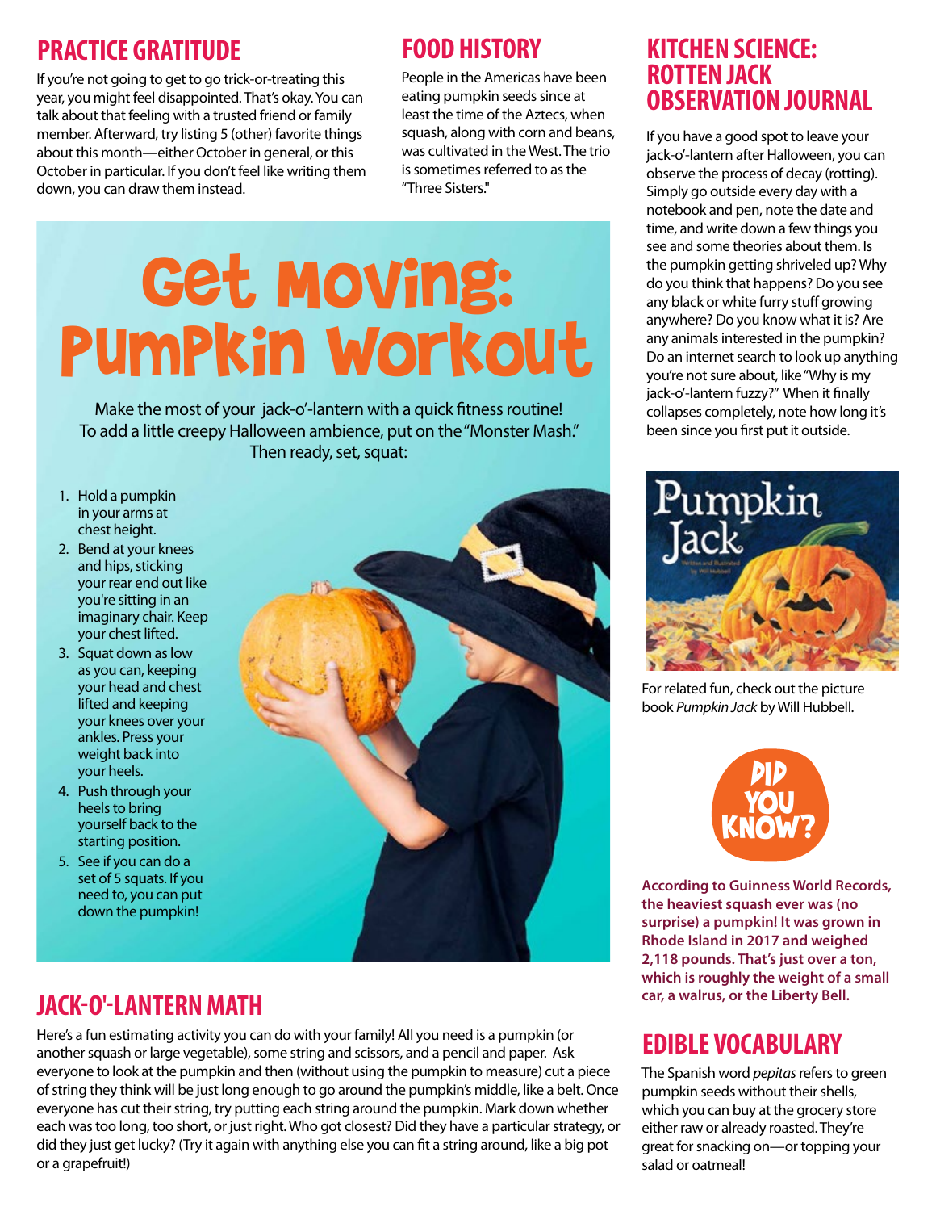## PRACTICE GRATITUDE

If you're not going to get to go trick-or-treating this year, you might feel disappointed. That's okay. You can talk about that feeling with a trusted friend or family member. Afterward, try listing 5 (other) favorite things about this month—either October in general, or this October in particular. If you don't feel like writing them down, you can draw them instead.

## FOOD HISTORY

People in the Americas have been eating pumpkin seeds since at least the time of the Aztecs, when squash, along with corn and beans, was cultivated in the West. The trio is sometimes referred to as the "Three Sisters."

# Get Moving: Pumpkin Workout

Make the most of your jack-o'-lantern with a quick fitness routine! To add a little creepy Halloween ambience, put on the "Monster Mash." Then ready, set, squat:

1. Hold a pumpkin in your arms at chest height.
2. Bend at your knees and hips, sticking your rear end out like you're sitting in an imaginary chair. Keep your chest lifted.
3. Squat down as low as you can, keeping your head and chest lifted and keeping your knees over your ankles. Press your weight back into your heels.
4. Push through your heels to bring yourself back to the starting position.
5. See if you can do a set of 5 squats. If you need to, you can put down the pumpkin!

## JACK-O'-LANTERN MATH

Here's a fun estimating activity you can do with your family! All you need is a pumpkin (or another squash or large vegetable), some string and scissors, and a pencil and paper. Ask everyone to look at the pumpkin and then (without using the pumpkin to measure) cut a piece of string they think will be just long enough to go around the pumpkin's middle, like a belt. Once everyone has cut their string, try putting each string around the pumpkin. Mark down whether each was too long, too short, or just right. Who got closest? Did they have a particular strategy, or did they just get lucky? (Try it again with anything else you can fit a string around, like a big pot or a grapefruit!)

## KITCHEN SCIENCE: ROTTEN JACK OBSERVATION JOURNAL

If you have a good spot to leave your jack-o'-lantern after Halloween, you can observe the process of decay (rotting). Simply go outside every day with a notebook and pen, note the date and time, and write down a few things you see and some theories about them. Is the pumpkin getting shriveled up? Why do you think that happens? Do you see any black or white furry stuff growing anywhere? Do you know what it is? Are any animals interested in the pumpkin? Do an internet search to look up anything you're not sure about, like "Why is my jack-o'-lantern fuzzy?" When it finally collapses completely, note how long it's been since you first put it outside.

For related fun, check out the picture book _Pumpkin Jack_ by Will Hubbell.

**DID YOU KNOW?**

**According to Guinness World Records, the heaviest squash ever was (no surprise) a pumpkin! It was grown in Rhode Island in 2017 and weighed 2,118 pounds. That's just over a ton, which is roughly the weight of a small car, a walrus, or the Liberty Bell.**

## EDIBLE VOCABULARY

The Spanish word *pepitas* refers to green pumpkin seeds without their shells, which you can buy at the grocery store either raw or already roasted. They're great for snacking on—or topping your salad or oatmeal!